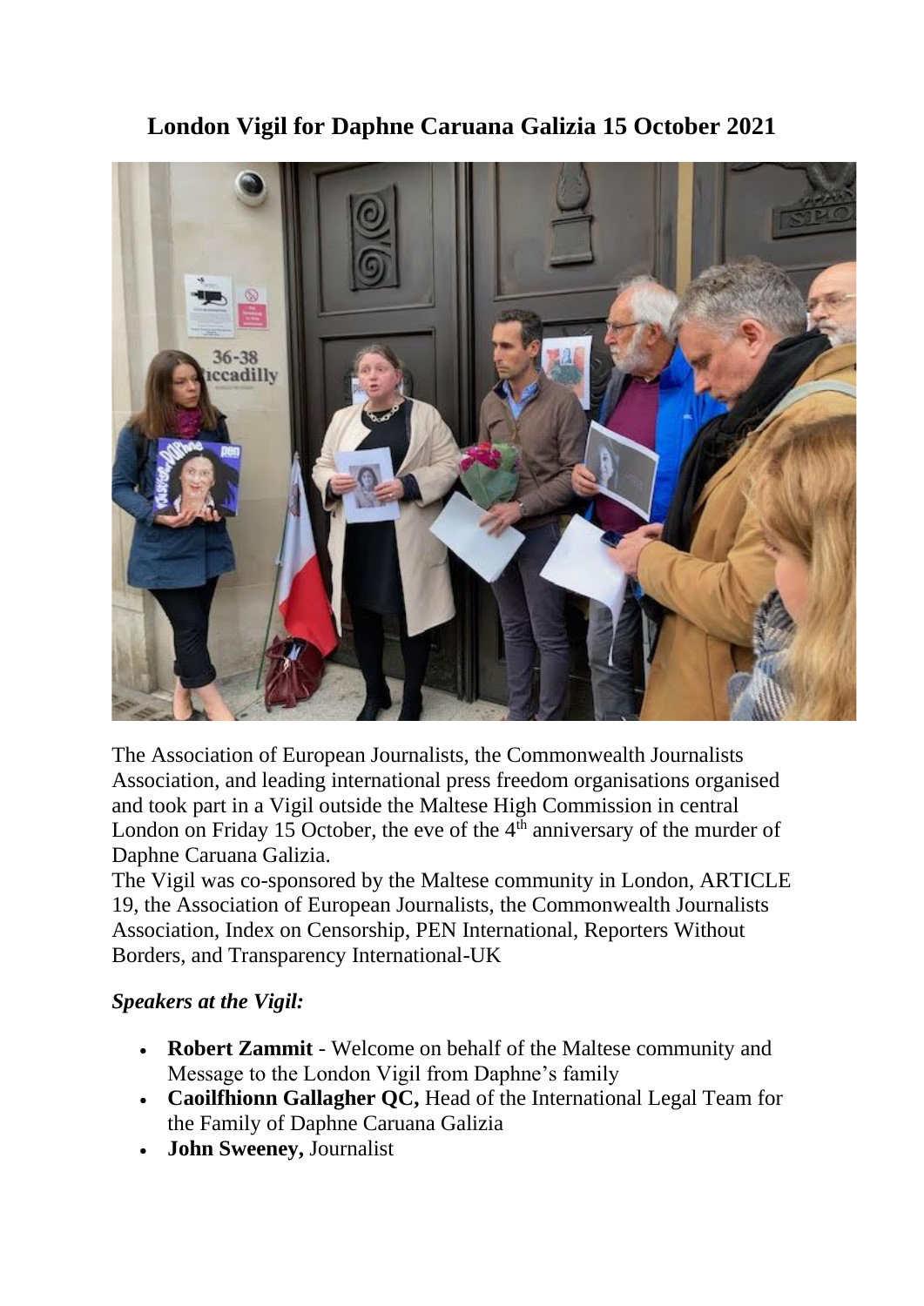# London Vigil for Daphne Caruana Galizia 15 October 2021

The Association of European Journalists, the Commonwealth Journalists Association, and leading international press freedom organisations organised and took part in a Vigil outside the Maltese High Commission in central London on Friday 15 October, the eve of the 4th anniversary of the murder of Daphne Caruana Galizia.

The Vigil was co-sponsored by the Maltese community in London, ARTICLE 19, the Association of European Journalists, the Commonwealth Journalists Association, Index on Censorship, PEN International, Reporters Without Borders, and Transparency International-UK

### *Speakers at the Vigil:*

- **Robert Zammit** - Welcome on behalf of the Maltese community and Message to the London Vigil from Daphne's family
- **Caoilfhionn Gallagher QC,** Head of the International Legal Team for the Family of Daphne Caruana Galizia
- **John Sweeney,** Journalist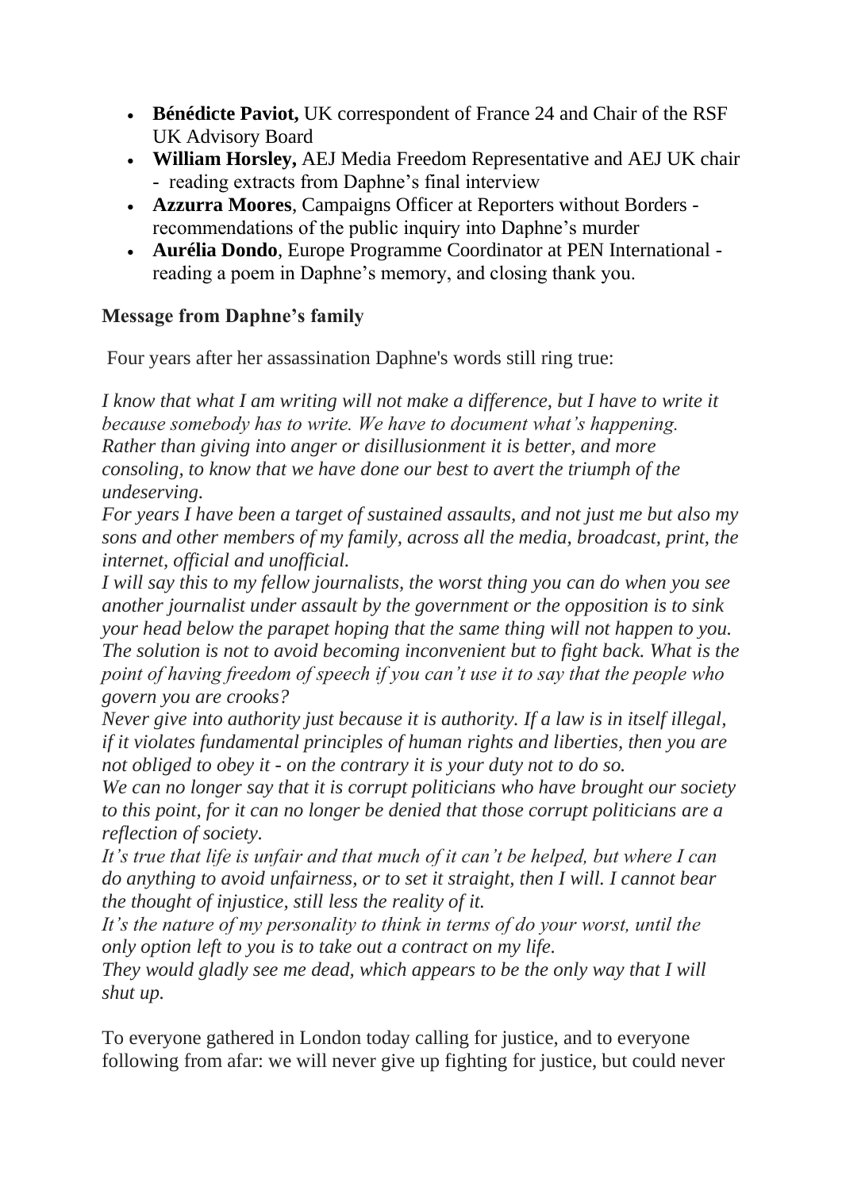- **Bénédicte Paviot,** UK correspondent of France 24 and Chair of the RSF UK Advisory Board
- **William Horsley,** AEJ Media Freedom Representative and AEJ UK chair - reading extracts from Daphne's final interview
- **Azzurra Moores**, Campaigns Officer at Reporters without Borders - recommendations of the public inquiry into Daphne's murder
- **Aurélia Dondo**, Europe Programme Coordinator at PEN International - reading a poem in Daphne's memory, and closing thank you.

### Message from Daphne's family

Four years after her assassination Daphne's words still ring true:

*I know that what I am writing will not make a difference, but I have to write it because somebody has to write. We have to document what's happening. Rather than giving into anger or disillusionment it is better, and more consoling, to know that we have done our best to avert the triumph of the undeserving.*

*For years I have been a target of sustained assaults, and not just me but also my sons and other members of my family, across all the media, broadcast, print, the internet, official and unofficial.*

*I will say this to my fellow journalists, the worst thing you can do when you see another journalist under assault by the government or the opposition is to sink your head below the parapet hoping that the same thing will not happen to you. The solution is not to avoid becoming inconvenient but to fight back. What is the point of having freedom of speech if you can't use it to say that the people who govern you are crooks?*

*Never give into authority just because it is authority. If a law is in itself illegal, if it violates fundamental principles of human rights and liberties, then you are not obliged to obey it - on the contrary it is your duty not to do so.*

*We can no longer say that it is corrupt politicians who have brought our society to this point, for it can no longer be denied that those corrupt politicians are a reflection of society.*

*It's true that life is unfair and that much of it can't be helped, but where I can do anything to avoid unfairness, or to set it straight, then I will. I cannot bear the thought of injustice, still less the reality of it.*

*It's the nature of my personality to think in terms of do your worst, until the only option left to you is to take out a contract on my life.*

*They would gladly see me dead, which appears to be the only way that I will shut up.*

To everyone gathered in London today calling for justice, and to everyone following from afar: we will never give up fighting for justice, but could never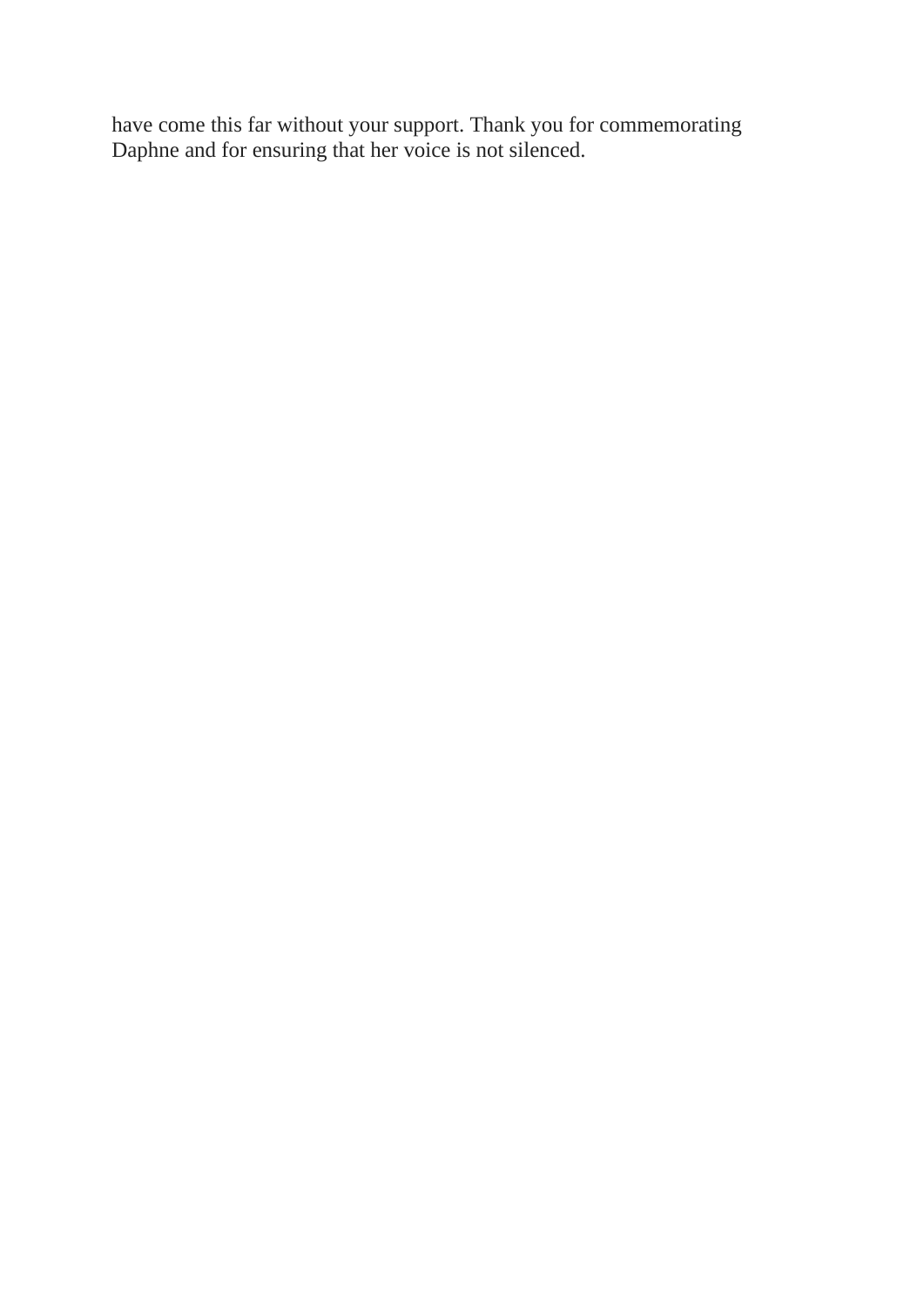have come this far without your support. Thank you for commemorating Daphne and for ensuring that her voice is not silenced.